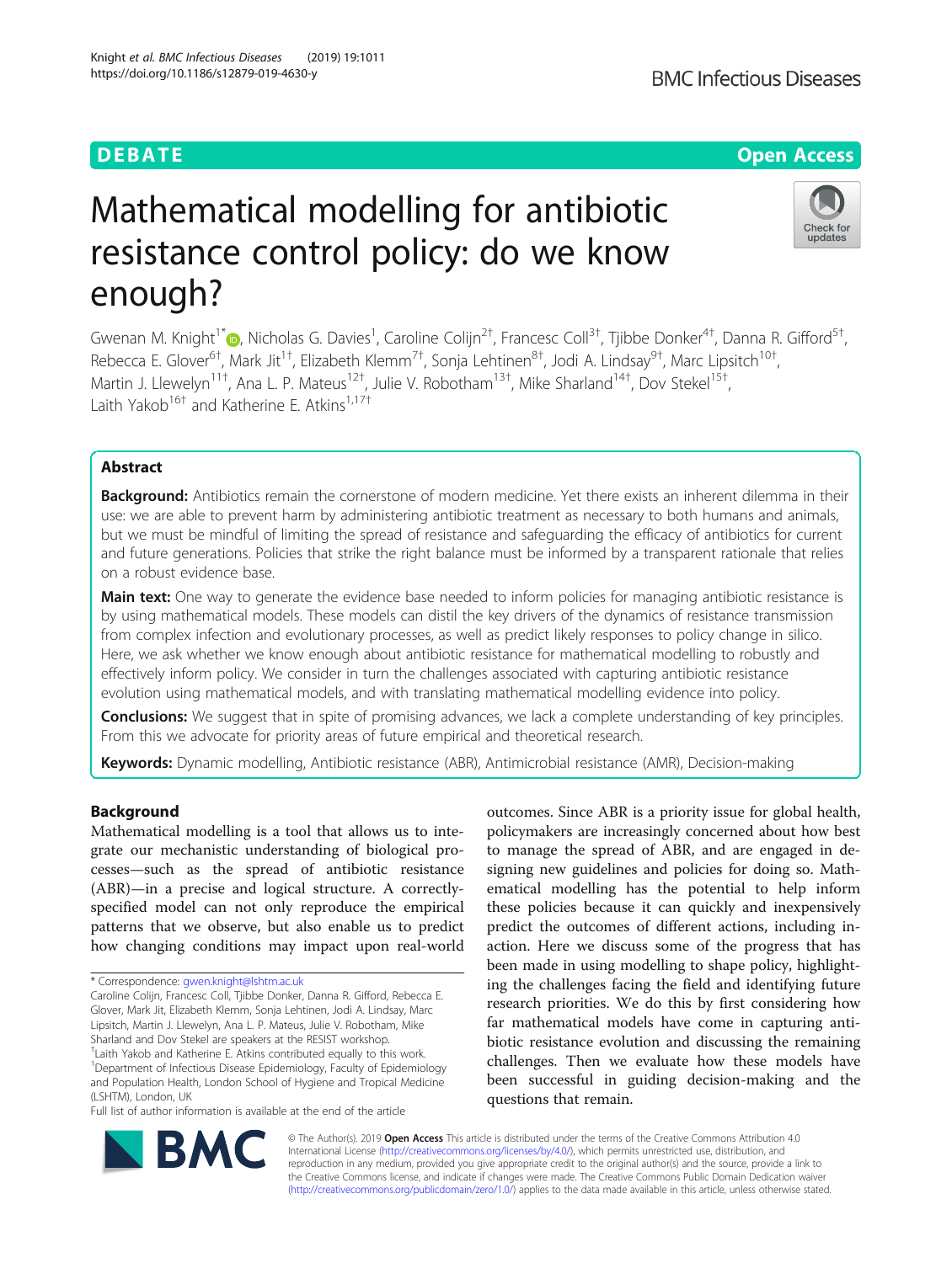DEBATE

Open Access

# Mathematical modelling for antibiotic resistance control policy: do we know enough?

Gwenan M. Knight[1*], Nicholas G. Davies[1], Caroline Colijn[2†], Francesc Coll[3†], Tjibbe Donker[4†], Danna R. Gifford[5†], Rebecca E. Glover[6†], Mark Jit[1†], Elizabeth Klemm[7†], Sonja Lehtinen[8†], Jodi A. Lindsay[9†], Marc Lipsitch[10†], Martin J. Llewelyn[11†], Ana L. P. Mateus[12†], Julie V. Robotham[13†], Mike Sharland[14†], Dov Stekel[15†], Laith Yakob[16†] and Katherine E. Atkins[1,17†]

## Abstract

**Background:** Antibiotics remain the cornerstone of modern medicine. Yet there exists an inherent dilemma in their use: we are able to prevent harm by administering antibiotic treatment as necessary to both humans and animals, but we must be mindful of limiting the spread of resistance and safeguarding the efficacy of antibiotics for current and future generations. Policies that strike the right balance must be informed by a transparent rationale that relies on a robust evidence base.

**Main text:** One way to generate the evidence base needed to inform policies for managing antibiotic resistance is by using mathematical models. These models can distil the key drivers of the dynamics of resistance transmission from complex infection and evolutionary processes, as well as predict likely responses to policy change in silico. Here, we ask whether we know enough about antibiotic resistance for mathematical modelling to robustly and effectively inform policy. We consider in turn the challenges associated with capturing antibiotic resistance evolution using mathematical models, and with translating mathematical modelling evidence into policy.

**Conclusions:** We suggest that in spite of promising advances, we lack a complete understanding of key principles. From this we advocate for priority areas of future empirical and theoretical research.

**Keywords:** Dynamic modelling, Antibiotic resistance (ABR), Antimicrobial resistance (AMR), Decision-making

## Background

Mathematical modelling is a tool that allows us to integrate our mechanistic understanding of biological processes—such as the spread of antibiotic resistance (ABR)—in a precise and logical structure. A correctly-specified model can not only reproduce the empirical patterns that we observe, but also enable us to predict how changing conditions may impact upon real-world outcomes. Since ABR is a priority issue for global health, policymakers are increasingly concerned about how best to manage the spread of ABR, and are engaged in designing new guidelines and policies for doing so. Mathematical modelling has the potential to help inform these policies because it can quickly and inexpensively predict the outcomes of different actions, including inaction. Here we discuss some of the progress that has been made in using modelling to shape policy, highlighting the challenges facing the field and identifying future research priorities. We do this by first considering how far mathematical models have come in capturing antibiotic resistance evolution and discussing the remaining challenges. Then we evaluate how these models have been successful in guiding decision-making and the questions that remain.

\* Correspondence: gwen.knight@lshtm.ac.uk

Caroline Colijn, Francesc Coll, Tjibbe Donker, Danna R. Gifford, Rebecca E. Glover, Mark Jit, Elizabeth Klemm, Sonja Lehtinen, Jodi A. Lindsay, Marc Lipsitch, Martin J. Llewelyn, Ana L. P. Mateus, Julie V. Robotham, Mike Sharland and Dov Stekel are speakers at the RESIST workshop.

†Laith Yakob and Katherine E. Atkins contributed equally to this work.

[1]Department of Infectious Disease Epidemiology, Faculty of Epidemiology and Population Health, London School of Hygiene and Tropical Medicine (LSHTM), London, UK

Full list of author information is available at the end of the article

© The Author(s). 2019 **Open Access** This article is distributed under the terms of the Creative Commons Attribution 4.0 International License (http://creativecommons.org/licenses/by/4.0/), which permits unrestricted use, distribution, and reproduction in any medium, provided you give appropriate credit to the original author(s) and the source, provide a link to the Creative Commons license, and indicate if changes were made. The Creative Commons Public Domain Dedication waiver (http://creativecommons.org/publicdomain/zero/1.0/) applies to the data made available in this article, unless otherwise stated.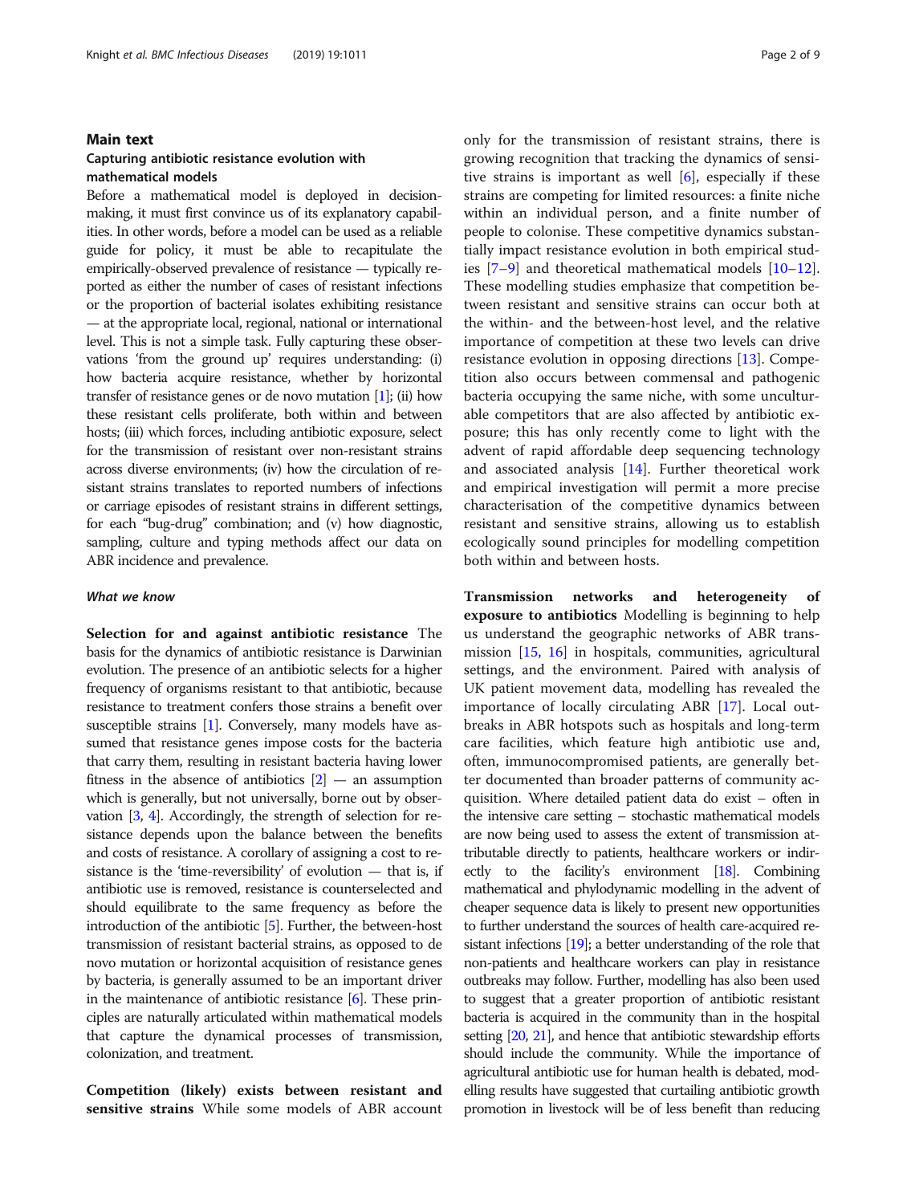## Main text

### Capturing antibiotic resistance evolution with mathematical models

Before a mathematical model is deployed in decision-making, it must first convince us of its explanatory capabilities. In other words, before a model can be used as a reliable guide for policy, it must be able to recapitulate the empirically-observed prevalence of resistance — typically reported as either the number of cases of resistant infections or the proportion of bacterial isolates exhibiting resistance — at the appropriate local, regional, national or international level. This is not a simple task. Fully capturing these observations 'from the ground up' requires understanding: (i) how bacteria acquire resistance, whether by horizontal transfer of resistance genes or de novo mutation [1]; (ii) how these resistant cells proliferate, both within and between hosts; (iii) which forces, including antibiotic exposure, select for the transmission of resistant over non-resistant strains across diverse environments; (iv) how the circulation of resistant strains translates to reported numbers of infections or carriage episodes of resistant strains in different settings, for each "bug-drug" combination; and (v) how diagnostic, sampling, culture and typing methods affect our data on ABR incidence and prevalence.

#### *What we know*

**Selection for and against antibiotic resistance** The basis for the dynamics of antibiotic resistance is Darwinian evolution. The presence of an antibiotic selects for a higher frequency of organisms resistant to that antibiotic, because resistance to treatment confers those strains a benefit over susceptible strains [1]. Conversely, many models have assumed that resistance genes impose costs for the bacteria that carry them, resulting in resistant bacteria having lower fitness in the absence of antibiotics [2] — an assumption which is generally, but not universally, borne out by observation [3, 4]. Accordingly, the strength of selection for resistance depends upon the balance between the benefits and costs of resistance. A corollary of assigning a cost to resistance is the 'time-reversibility' of evolution — that is, if antibiotic use is removed, resistance is counterselected and should equilibrate to the same frequency as before the introduction of the antibiotic [5]. Further, the between-host transmission of resistant bacterial strains, as opposed to de novo mutation or horizontal acquisition of resistance genes by bacteria, is generally assumed to be an important driver in the maintenance of antibiotic resistance [6]. These principles are naturally articulated within mathematical models that capture the dynamical processes of transmission, colonization, and treatment.

**Competition (likely) exists between resistant and sensitive strains** While some models of ABR account only for the transmission of resistant strains, there is growing recognition that tracking the dynamics of sensitive strains is important as well [6], especially if these strains are competing for limited resources: a finite niche within an individual person, and a finite number of people to colonise. These competitive dynamics substantially impact resistance evolution in both empirical studies [7–9] and theoretical mathematical models [10–12]. These modelling studies emphasize that competition between resistant and sensitive strains can occur both at the within- and the between-host level, and the relative importance of competition at these two levels can drive resistance evolution in opposing directions [13]. Competition also occurs between commensal and pathogenic bacteria occupying the same niche, with some unculturable competitors that are also affected by antibiotic exposure; this has only recently come to light with the advent of rapid affordable deep sequencing technology and associated analysis [14]. Further theoretical work and empirical investigation will permit a more precise characterisation of the competitive dynamics between resistant and sensitive strains, allowing us to establish ecologically sound principles for modelling competition both within and between hosts.

**Transmission networks and heterogeneity of exposure to antibiotics** Modelling is beginning to help us understand the geographic networks of ABR transmission [15, 16] in hospitals, communities, agricultural settings, and the environment. Paired with analysis of UK patient movement data, modelling has revealed the importance of locally circulating ABR [17]. Local outbreaks in ABR hotspots such as hospitals and long-term care facilities, which feature high antibiotic use and, often, immunocompromised patients, are generally better documented than broader patterns of community acquisition. Where detailed patient data do exist – often in the intensive care setting – stochastic mathematical models are now being used to assess the extent of transmission attributable directly to patients, healthcare workers or indirectly to the facility's environment [18]. Combining mathematical and phylodynamic modelling in the advent of cheaper sequence data is likely to present new opportunities to further understand the sources of health care-acquired resistant infections [19]; a better understanding of the role that non-patients and healthcare workers can play in resistance outbreaks may follow. Further, modelling has also been used to suggest that a greater proportion of antibiotic resistant bacteria is acquired in the community than in the hospital setting [20, 21], and hence that antibiotic stewardship efforts should include the community. While the importance of agricultural antibiotic use for human health is debated, modelling results have suggested that curtailing antibiotic growth promotion in livestock will be of less benefit than reducing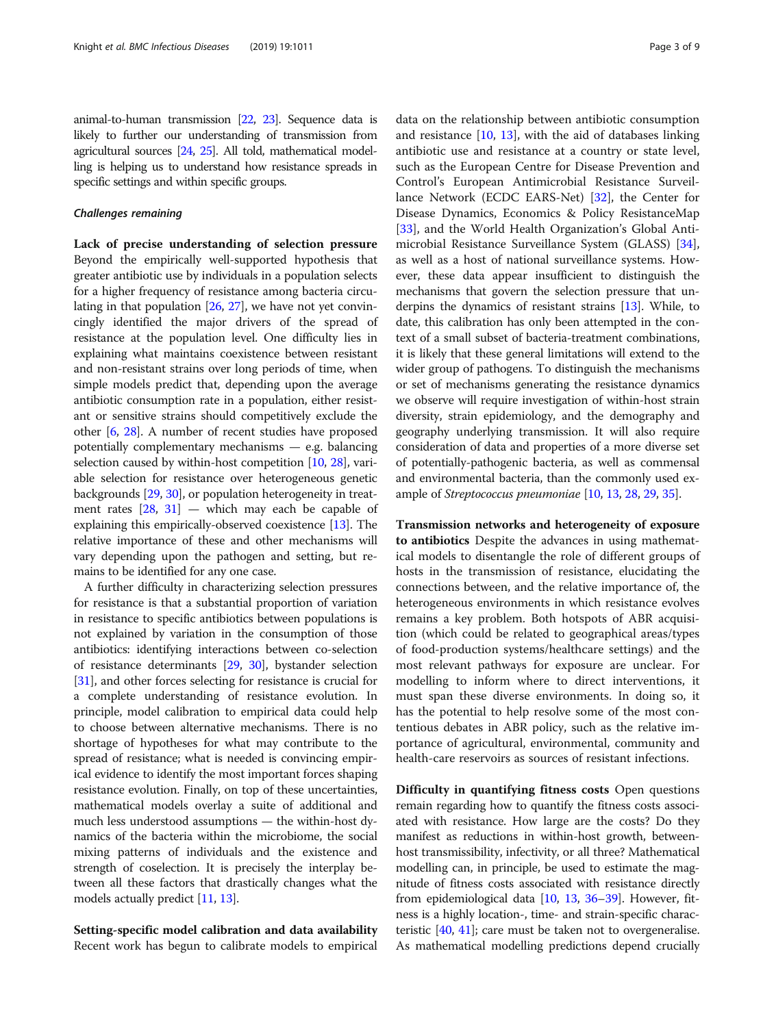animal-to-human transmission [22, 23]. Sequence data is likely to further our understanding of transmission from agricultural sources [24, 25]. All told, mathematical modelling is helping us to understand how resistance spreads in specific settings and within specific groups.

### *Challenges remaining*

**Lack of precise understanding of selection pressure** Beyond the empirically well-supported hypothesis that greater antibiotic use by individuals in a population selects for a higher frequency of resistance among bacteria circulating in that population [26, 27], we have not yet convincingly identified the major drivers of the spread of resistance at the population level. One difficulty lies in explaining what maintains coexistence between resistant and non-resistant strains over long periods of time, when simple models predict that, depending upon the average antibiotic consumption rate in a population, either resistant or sensitive strains should competitively exclude the other [6, 28]. A number of recent studies have proposed potentially complementary mechanisms — e.g. balancing selection caused by within-host competition [10, 28], variable selection for resistance over heterogeneous genetic backgrounds [29, 30], or population heterogeneity in treatment rates [28, 31] — which may each be capable of explaining this empirically-observed coexistence [13]. The relative importance of these and other mechanisms will vary depending upon the pathogen and setting, but remains to be identified for any one case.

A further difficulty in characterizing selection pressures for resistance is that a substantial proportion of variation in resistance to specific antibiotics between populations is not explained by variation in the consumption of those antibiotics: identifying interactions between co-selection of resistance determinants [29, 30], bystander selection [31], and other forces selecting for resistance is crucial for a complete understanding of resistance evolution. In principle, model calibration to empirical data could help to choose between alternative mechanisms. There is no shortage of hypotheses for what may contribute to the spread of resistance; what is needed is convincing empirical evidence to identify the most important forces shaping resistance evolution. Finally, on top of these uncertainties, mathematical models overlay a suite of additional and much less understood assumptions — the within-host dynamics of the bacteria within the microbiome, the social mixing patterns of individuals and the existence and strength of coselection. It is precisely the interplay between all these factors that drastically changes what the models actually predict [11, 13].

**Setting-specific model calibration and data availability** Recent work has begun to calibrate models to empirical data on the relationship between antibiotic consumption and resistance [10, 13], with the aid of databases linking antibiotic use and resistance at a country or state level, such as the European Centre for Disease Prevention and Control's European Antimicrobial Resistance Surveillance Network (ECDC EARS-Net) [32], the Center for Disease Dynamics, Economics & Policy ResistanceMap [33], and the World Health Organization's Global Antimicrobial Resistance Surveillance System (GLASS) [34], as well as a host of national surveillance systems. However, these data appear insufficient to distinguish the mechanisms that govern the selection pressure that underpins the dynamics of resistant strains [13]. While, to date, this calibration has only been attempted in the context of a small subset of bacteria-treatment combinations, it is likely that these general limitations will extend to the wider group of pathogens. To distinguish the mechanisms or set of mechanisms generating the resistance dynamics we observe will require investigation of within-host strain diversity, strain epidemiology, and the demography and geography underlying transmission. It will also require consideration of data and properties of a more diverse set of potentially-pathogenic bacteria, as well as commensal and environmental bacteria, than the commonly used example of *Streptococcus pneumoniae* [10, 13, 28, 29, 35].

**Transmission networks and heterogeneity of exposure to antibiotics** Despite the advances in using mathematical models to disentangle the role of different groups of hosts in the transmission of resistance, elucidating the connections between, and the relative importance of, the heterogeneous environments in which resistance evolves remains a key problem. Both hotspots of ABR acquisition (which could be related to geographical areas/types of food-production systems/healthcare settings) and the most relevant pathways for exposure are unclear. For modelling to inform where to direct interventions, it must span these diverse environments. In doing so, it has the potential to help resolve some of the most contentious debates in ABR policy, such as the relative importance of agricultural, environmental, community and health-care reservoirs as sources of resistant infections.

**Difficulty in quantifying fitness costs** Open questions remain regarding how to quantify the fitness costs associated with resistance. How large are the costs? Do they manifest as reductions in within-host growth, between-host transmissibility, infectivity, or all three? Mathematical modelling can, in principle, be used to estimate the magnitude of fitness costs associated with resistance directly from epidemiological data [10, 13, 36–39]. However, fitness is a highly location-, time- and strain-specific characteristic [40, 41]; care must be taken not to overgeneralise. As mathematical modelling predictions depend crucially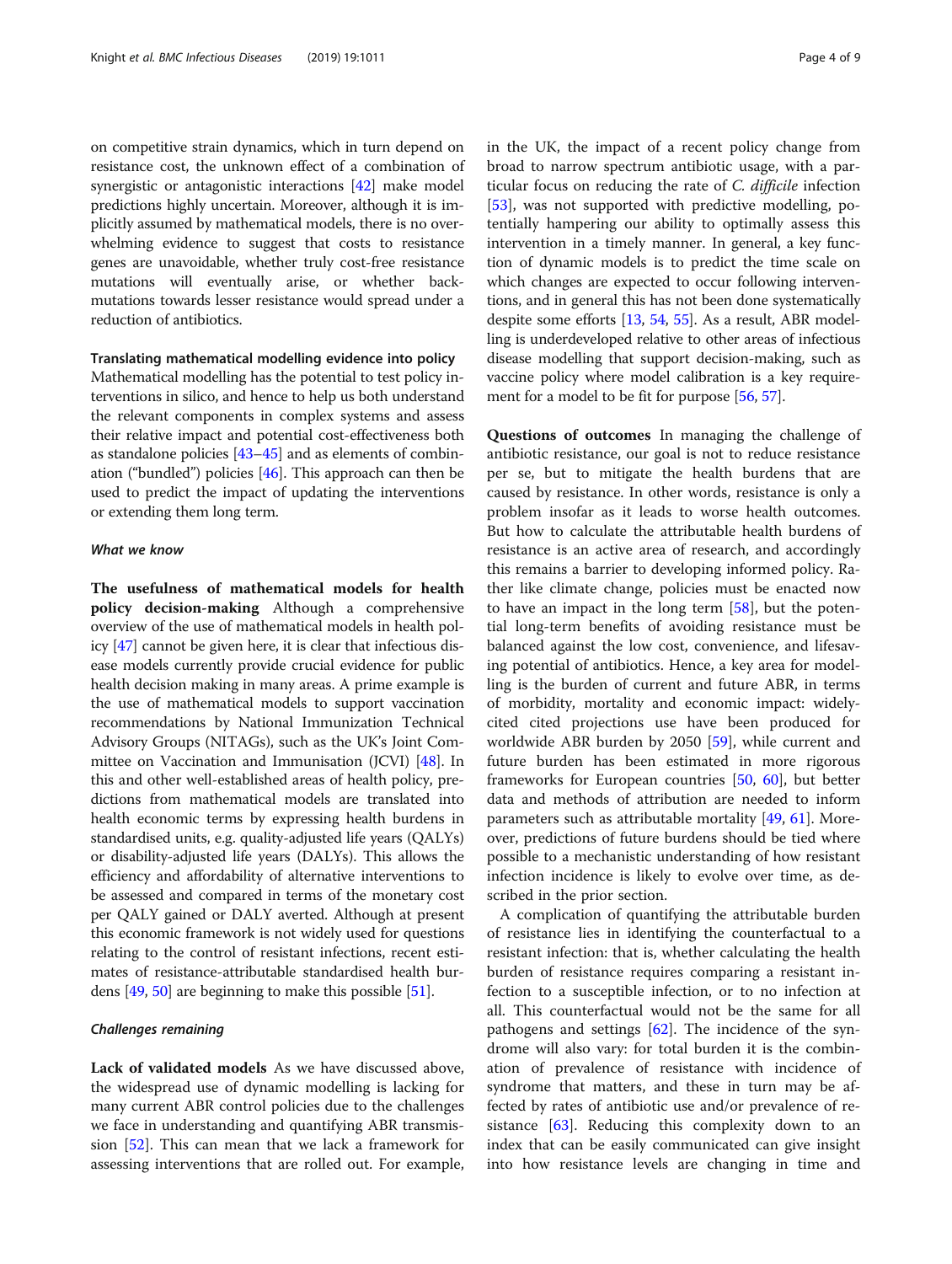on competitive strain dynamics, which in turn depend on resistance cost, the unknown effect of a combination of synergistic or antagonistic interactions [42] make model predictions highly uncertain. Moreover, although it is implicitly assumed by mathematical models, there is no overwhelming evidence to suggest that costs to resistance genes are unavoidable, whether truly cost-free resistance mutations will eventually arise, or whether back-mutations towards lesser resistance would spread under a reduction of antibiotics.

### Translating mathematical modelling evidence into policy

Mathematical modelling has the potential to test policy interventions in silico, and hence to help us both understand the relevant components in complex systems and assess their relative impact and potential cost-effectiveness both as standalone policies [43–45] and as elements of combination ("bundled") policies [46]. This approach can then be used to predict the impact of updating the interventions or extending them long term.

#### *What we know*

**The usefulness of mathematical models for health policy decision-making** Although a comprehensive overview of the use of mathematical models in health policy [47] cannot be given here, it is clear that infectious disease models currently provide crucial evidence for public health decision making in many areas. A prime example is the use of mathematical models to support vaccination recommendations by National Immunization Technical Advisory Groups (NITAGs), such as the UK's Joint Committee on Vaccination and Immunisation (JCVI) [48]. In this and other well-established areas of health policy, predictions from mathematical models are translated into health economic terms by expressing health burdens in standardised units, e.g. quality-adjusted life years (QALYs) or disability-adjusted life years (DALYs). This allows the efficiency and affordability of alternative interventions to be assessed and compared in terms of the monetary cost per QALY gained or DALY averted. Although at present this economic framework is not widely used for questions relating to the control of resistant infections, recent estimates of resistance-attributable standardised health burdens [49, 50] are beginning to make this possible [51].

#### *Challenges remaining*

**Lack of validated models** As we have discussed above, the widespread use of dynamic modelling is lacking for many current ABR control policies due to the challenges we face in understanding and quantifying ABR transmission [52]. This can mean that we lack a framework for assessing interventions that are rolled out. For example, in the UK, the impact of a recent policy change from broad to narrow spectrum antibiotic usage, with a particular focus on reducing the rate of *C. difficile* infection [53], was not supported with predictive modelling, potentially hampering our ability to optimally assess this intervention in a timely manner. In general, a key function of dynamic models is to predict the time scale on which changes are expected to occur following interventions, and in general this has not been done systematically despite some efforts [13, 54, 55]. As a result, ABR modelling is underdeveloped relative to other areas of infectious disease modelling that support decision-making, such as vaccine policy where model calibration is a key requirement for a model to be fit for purpose [56, 57].

**Questions of outcomes** In managing the challenge of antibiotic resistance, our goal is not to reduce resistance per se, but to mitigate the health burdens that are caused by resistance. In other words, resistance is only a problem insofar as it leads to worse health outcomes. But how to calculate the attributable health burdens of resistance is an active area of research, and accordingly this remains a barrier to developing informed policy. Rather like climate change, policies must be enacted now to have an impact in the long term [58], but the potential long-term benefits of avoiding resistance must be balanced against the low cost, convenience, and lifesaving potential of antibiotics. Hence, a key area for modelling is the burden of current and future ABR, in terms of morbidity, mortality and economic impact: widely-cited cited projections use have been produced for worldwide ABR burden by 2050 [59], while current and future burden has been estimated in more rigorous frameworks for European countries [50, 60], but better data and methods of attribution are needed to inform parameters such as attributable mortality [49, 61]. Moreover, predictions of future burdens should be tied where possible to a mechanistic understanding of how resistant infection incidence is likely to evolve over time, as described in the prior section.

A complication of quantifying the attributable burden of resistance lies in identifying the counterfactual to a resistant infection: that is, whether calculating the health burden of resistance requires comparing a resistant infection to a susceptible infection, or to no infection at all. This counterfactual would not be the same for all pathogens and settings [62]. The incidence of the syndrome will also vary: for total burden it is the combination of prevalence of resistance with incidence of syndrome that matters, and these in turn may be affected by rates of antibiotic use and/or prevalence of resistance [63]. Reducing this complexity down to an index that can be easily communicated can give insight into how resistance levels are changing in time and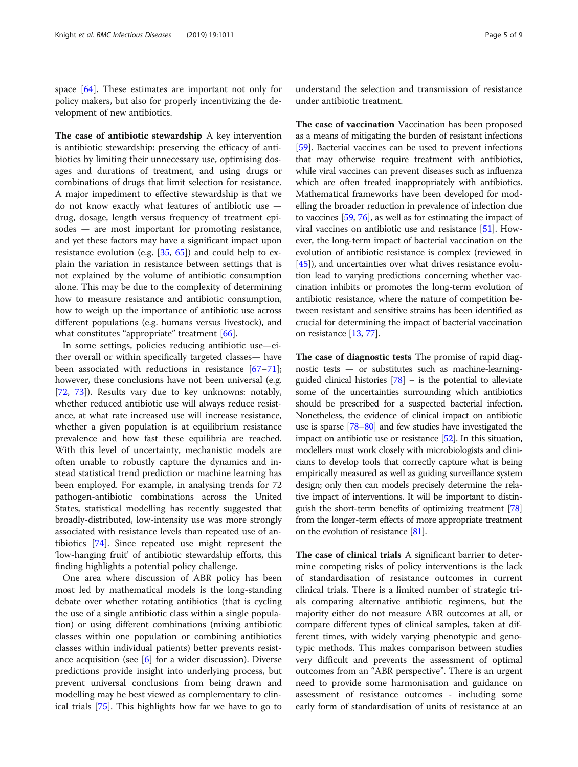space [64]. These estimates are important not only for policy makers, but also for properly incentivizing the development of new antibiotics.

**The case of antibiotic stewardship** A key intervention is antibiotic stewardship: preserving the efficacy of antibiotics by limiting their unnecessary use, optimising dosages and durations of treatment, and using drugs or combinations of drugs that limit selection for resistance. A major impediment to effective stewardship is that we do not know exactly what features of antibiotic use — drug, dosage, length versus frequency of treatment episodes — are most important for promoting resistance, and yet these factors may have a significant impact upon resistance evolution (e.g. [35, 65]) and could help to explain the variation in resistance between settings that is not explained by the volume of antibiotic consumption alone. This may be due to the complexity of determining how to measure resistance and antibiotic consumption, how to weigh up the importance of antibiotic use across different populations (e.g. humans versus livestock), and what constitutes "appropriate" treatment [66].

In some settings, policies reducing antibiotic use—either overall or within specifically targeted classes— have been associated with reductions in resistance [67–71]; however, these conclusions have not been universal (e.g. [72, 73]). Results vary due to key unknowns: notably, whether reduced antibiotic use will always reduce resistance, at what rate increased use will increase resistance, whether a given population is at equilibrium resistance prevalence and how fast these equilibria are reached. With this level of uncertainty, mechanistic models are often unable to robustly capture the dynamics and instead statistical trend prediction or machine learning has been employed. For example, in analysing trends for 72 pathogen-antibiotic combinations across the United States, statistical modelling has recently suggested that broadly-distributed, low-intensity use was more strongly associated with resistance levels than repeated use of antibiotics [74]. Since repeated use might represent the 'low-hanging fruit' of antibiotic stewardship efforts, this finding highlights a potential policy challenge.

One area where discussion of ABR policy has been most led by mathematical models is the long-standing debate over whether rotating antibiotics (that is cycling the use of a single antibiotic class within a single population) or using different combinations (mixing antibiotic classes within one population or combining antibiotics classes within individual patients) better prevents resistance acquisition (see [6] for a wider discussion). Diverse predictions provide insight into underlying process, but prevent universal conclusions from being drawn and modelling may be best viewed as complementary to clinical trials [75]. This highlights how far we have to go to understand the selection and transmission of resistance under antibiotic treatment.

**The case of vaccination** Vaccination has been proposed as a means of mitigating the burden of resistant infections [59]. Bacterial vaccines can be used to prevent infections that may otherwise require treatment with antibiotics, while viral vaccines can prevent diseases such as influenza which are often treated inappropriately with antibiotics. Mathematical frameworks have been developed for modelling the broader reduction in prevalence of infection due to vaccines [59, 76], as well as for estimating the impact of viral vaccines on antibiotic use and resistance [51]. However, the long-term impact of bacterial vaccination on the evolution of antibiotic resistance is complex (reviewed in [45]), and uncertainties over what drives resistance evolution lead to varying predictions concerning whether vaccination inhibits or promotes the long-term evolution of antibiotic resistance, where the nature of competition between resistant and sensitive strains has been identified as crucial for determining the impact of bacterial vaccination on resistance [13, 77].

**The case of diagnostic tests** The promise of rapid diagnostic tests — or substitutes such as machine-learning-guided clinical histories [78] – is the potential to alleviate some of the uncertainties surrounding which antibiotics should be prescribed for a suspected bacterial infection. Nonetheless, the evidence of clinical impact on antibiotic use is sparse [78–80] and few studies have investigated the impact on antibiotic use or resistance [52]. In this situation, modellers must work closely with microbiologists and clinicians to develop tools that correctly capture what is being empirically measured as well as guiding surveillance system design; only then can models precisely determine the relative impact of interventions. It will be important to distinguish the short-term benefits of optimizing treatment [78] from the longer-term effects of more appropriate treatment on the evolution of resistance [81].

**The case of clinical trials** A significant barrier to determine competing risks of policy interventions is the lack of standardisation of resistance outcomes in current clinical trials. There is a limited number of strategic trials comparing alternative antibiotic regimens, but the majority either do not measure ABR outcomes at all, or compare different types of clinical samples, taken at different times, with widely varying phenotypic and genotypic methods. This makes comparison between studies very difficult and prevents the assessment of optimal outcomes from an "ABR perspective". There is an urgent need to provide some harmonisation and guidance on assessment of resistance outcomes - including some early form of standardisation of units of resistance at an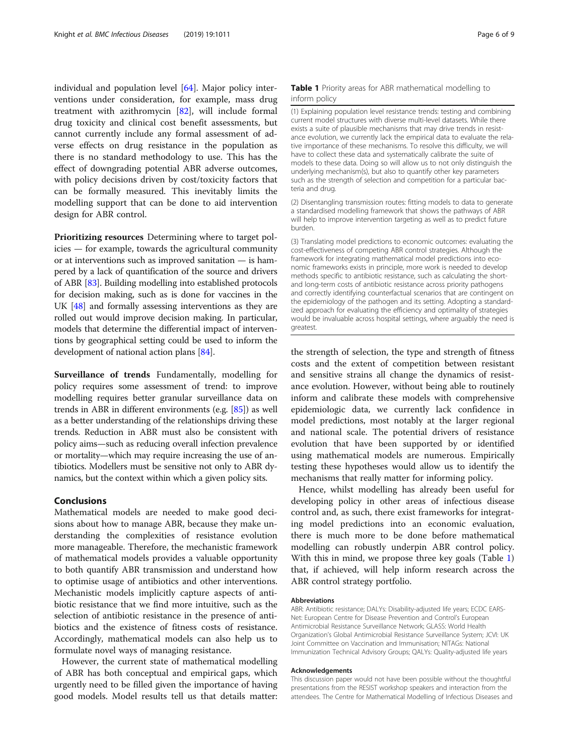individual and population level [64]. Major policy interventions under consideration, for example, mass drug treatment with azithromycin [82], will include formal drug toxicity and clinical cost benefit assessments, but cannot currently include any formal assessment of adverse effects on drug resistance in the population as there is no standard methodology to use. This has the effect of downgrading potential ABR adverse outcomes, with policy decisions driven by cost/toxicity factors that can be formally measured. This inevitably limits the modelling support that can be done to aid intervention design for ABR control.

**Prioritizing resources** Determining where to target policies — for example, towards the agricultural community or at interventions such as improved sanitation — is hampered by a lack of quantification of the source and drivers of ABR [83]. Building modelling into established protocols for decision making, such as is done for vaccines in the UK [48] and formally assessing interventions as they are rolled out would improve decision making. In particular, models that determine the differential impact of interventions by geographical setting could be used to inform the development of national action plans [84].

**Surveillance of trends** Fundamentally, modelling for policy requires some assessment of trend: to improve modelling requires better granular surveillance data on trends in ABR in different environments (e.g. [85]) as well as a better understanding of the relationships driving these trends. Reduction in ABR must also be consistent with policy aims—such as reducing overall infection prevalence or mortality—which may require increasing the use of antibiotics. Modellers must be sensitive not only to ABR dynamics, but the context within which a given policy sits.

## Conclusions

Mathematical models are needed to make good decisions about how to manage ABR, because they make understanding the complexities of resistance evolution more manageable. Therefore, the mechanistic framework of mathematical models provides a valuable opportunity to both quantify ABR transmission and understand how to optimise usage of antibiotics and other interventions. Mechanistic models implicitly capture aspects of antibiotic resistance that we find more intuitive, such as the selection of antibiotic resistance in the presence of antibiotics and the existence of fitness costs of resistance. Accordingly, mathematical models can also help us to formulate novel ways of managing resistance.

However, the current state of mathematical modelling of ABR has both conceptual and empirical gaps, which urgently need to be filled given the importance of having good models. Model results tell us that details matter: the strength of selection, the type and strength of fitness costs and the extent of competition between resistant and sensitive strains all change the dynamics of resistance evolution. However, without being able to routinely inform and calibrate these models with comprehensive epidemiologic data, we currently lack confidence in model predictions, most notably at the larger regional and national scale. The potential drivers of resistance evolution that have been supported by or identified using mathematical models are numerous. Empirically testing these hypotheses would allow us to identify the mechanisms that really matter for informing policy.

Hence, whilst modelling has already been useful for developing policy in other areas of infectious disease control and, as such, there exist frameworks for integrating model predictions into an economic evaluation, there is much more to be done before mathematical modelling can robustly underpin ABR control policy. With this in mind, we propose three key goals (Table 1) that, if achieved, will help inform research across the ABR control strategy portfolio.

**Table 1** Priority areas for ABR mathematical modelling to inform policy

| |
|---|
| (1) Explaining population level resistance trends: testing and combining current model structures with diverse multi-level datasets. While there exists a suite of plausible mechanisms that may drive trends in resistance evolution, we currently lack the empirical data to evaluate the relative importance of these mechanisms. To resolve this difficulty, we will have to collect these data and systematically calibrate the suite of models to these data. Doing so will allow us to not only distinguish the underlying mechanism(s), but also to quantify other key parameters such as the strength of selection and competition for a particular bacteria and drug. |
| (2) Disentangling transmission routes: fitting models to data to generate a standardised modelling framework that shows the pathways of ABR will help to improve intervention targeting as well as to predict future burden. |
| (3) Translating model predictions to economic outcomes: evaluating the cost-effectiveness of competing ABR control strategies. Although the framework for integrating mathematical model predictions into economic frameworks exists in principle, more work is needed to develop methods specific to antibiotic resistance, such as calculating the short- and long-term costs of antibiotic resistance across priority pathogens and correctly identifying counterfactual scenarios that are contingent on the epidemiology of the pathogen and its setting. Adopting a standardized approach for evaluating the efficiency and optimality of strategies would be invaluable across hospital settings, where arguably the need is greatest. |

#### Abbreviations

ABR: Antibiotic resistance; DALYs: Disability-adjusted life years; ECDC EARS-Net: European Centre for Disease Prevention and Control's European Antimicrobial Resistance Surveillance Network; GLASS: World Health Organization's Global Antimicrobial Resistance Surveillance System; JCVI: UK Joint Committee on Vaccination and Immunisation; NITAGs: National Immunization Technical Advisory Groups; QALYs: Quality-adjusted life years

#### Acknowledgements

This discussion paper would not have been possible without the thoughtful presentations from the RESIST workshop speakers and interaction from the attendees. The Centre for Mathematical Modelling of Infectious Diseases and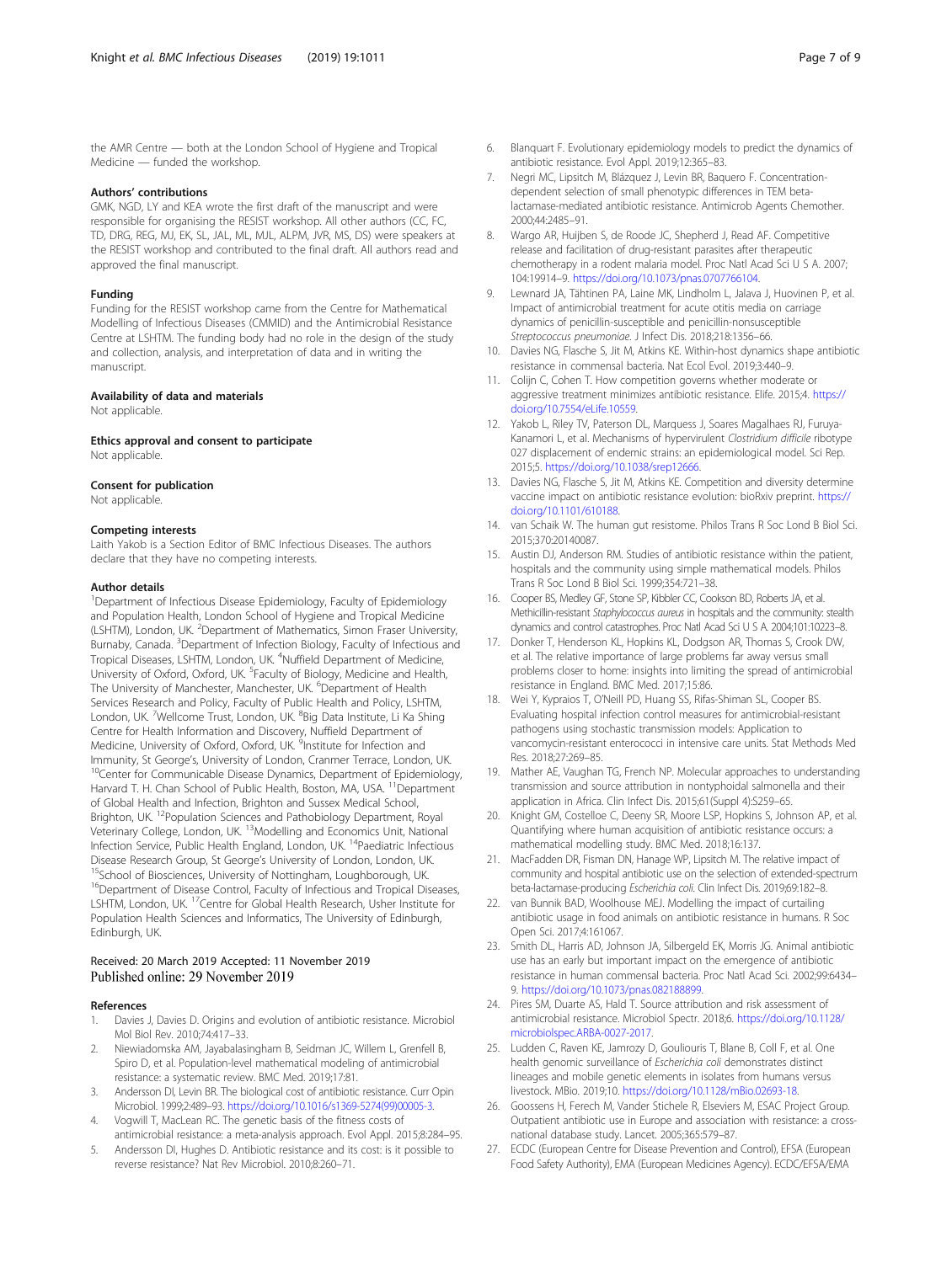the AMR Centre — both at the London School of Hygiene and Tropical Medicine — funded the workshop.

### Authors' contributions

GMK, NGD, LY and KEA wrote the first draft of the manuscript and were responsible for organising the RESIST workshop. All other authors (CC, FC, TD, DRG, REG, MJ, EK, SL, JAL, ML, MJL, ALPM, JVR, MS, DS) were speakers at the RESIST workshop and contributed to the final draft. All authors read and approved the final manuscript.

### Funding

Funding for the RESIST workshop came from the Centre for Mathematical Modelling of Infectious Diseases (CMMID) and the Antimicrobial Resistance Centre at LSHTM. The funding body had no role in the design of the study and collection, analysis, and interpretation of data and in writing the manuscript.

### Availability of data and materials

Not applicable.

### Ethics approval and consent to participate

Not applicable.

### Consent for publication

Not applicable.

### Competing interests

Laith Yakob is a Section Editor of BMC Infectious Diseases. The authors declare that they have no competing interests.

### Author details

[1]Department of Infectious Disease Epidemiology, Faculty of Epidemiology and Population Health, London School of Hygiene and Tropical Medicine (LSHTM), London, UK. [2]Department of Mathematics, Simon Fraser University, Burnaby, Canada. [3]Department of Infection Biology, Faculty of Infectious and Tropical Diseases, LSHTM, London, UK. [4]Nuffield Department of Medicine, University of Oxford, Oxford, UK. [5]Faculty of Biology, Medicine and Health, The University of Manchester, Manchester, UK. [6]Department of Health Services Research and Policy, Faculty of Public Health and Policy, LSHTM, London, UK. [7]Wellcome Trust, London, UK. [8]Big Data Institute, Li Ka Shing Centre for Health Information and Discovery, Nuffield Department of Medicine, University of Oxford, Oxford, UK. [9]Institute for Infection and Immunity, St George's, University of London, Cranmer Terrace, London, UK. [10]Center for Communicable Disease Dynamics, Department of Epidemiology, Harvard T. H. Chan School of Public Health, Boston, MA, USA. [11]Department of Global Health and Infection, Brighton and Sussex Medical School, Brighton, UK. [12]Population Sciences and Pathobiology Department, Royal Veterinary College, London, UK. [13]Modelling and Economics Unit, National Infection Service, Public Health England, London, UK. [14]Paediatric Infectious Disease Research Group, St George's University of London, London, UK. [15]School of Biosciences, University of Nottingham, Loughborough, UK. [16]Department of Disease Control, Faculty of Infectious and Tropical Diseases, LSHTM, London, UK. [17]Centre for Global Health Research, Usher Institute for Population Health Sciences and Informatics, The University of Edinburgh, Edinburgh, UK.

Received: 20 March 2019 Accepted: 11 November 2019
Published online: 29 November 2019

### References

1. Davies J, Davies D. Origins and evolution of antibiotic resistance. Microbiol Mol Biol Rev. 2010;74:417–33.
2. Niewiadomska AM, Jayabalasingham B, Seidman JC, Willem L, Grenfell B, Spiro D, et al. Population-level mathematical modeling of antimicrobial resistance: a systematic review. BMC Med. 2019;17:81.
3. Andersson DI, Levin BR. The biological cost of antibiotic resistance. Curr Opin Microbiol. 1999;2:489–93. https://doi.org/10.1016/s1369-5274(99)00005-3.
4. Vogwill T, MacLean RC. The genetic basis of the fitness costs of antimicrobial resistance: a meta-analysis approach. Evol Appl. 2015;8:284–95.
5. Andersson DI, Hughes D. Antibiotic resistance and its cost: is it possible to reverse resistance? Nat Rev Microbiol. 2010;8:260–71.
6. Blanquart F. Evolutionary epidemiology models to predict the dynamics of antibiotic resistance. Evol Appl. 2019;12:365–83.
7. Negri MC, Lipsitch M, Blázquez J, Levin BR, Baquero F. Concentration-dependent selection of small phenotypic differences in TEM beta-lactamase-mediated antibiotic resistance. Antimicrob Agents Chemother. 2000;44:2485–91.
8. Wargo AR, Huijben S, de Roode JC, Shepherd J, Read AF. Competitive release and facilitation of drug-resistant parasites after therapeutic chemotherapy in a rodent malaria model. Proc Natl Acad Sci U S A. 2007; 104:19914–9. https://doi.org/10.1073/pnas.0707766104.
9. Lewnard JA, Tähtinen PA, Laine MK, Lindholm L, Jalava J, Huovinen P, et al. Impact of antimicrobial treatment for acute otitis media on carriage dynamics of penicillin-susceptible and penicillin-nonsusceptible *Streptococcus pneumoniae*. J Infect Dis. 2018;218:1356–66.
10. Davies NG, Flasche S, Jit M, Atkins KE. Within-host dynamics shape antibiotic resistance in commensal bacteria. Nat Ecol Evol. 2019;3:440–9.
11. Colijn C, Cohen T. How competition governs whether moderate or aggressive treatment minimizes antibiotic resistance. Elife. 2015;4. https://doi.org/10.7554/eLife.10559.
12. Yakob L, Riley TV, Paterson DL, Marquess J, Soares Magalhaes RJ, Furuya-Kanamori L, et al. Mechanisms of hypervirulent *Clostridium difficile* ribotype 027 displacement of endemic strains: an epidemiological model. Sci Rep. 2015;5. https://doi.org/10.1038/srep12666.
13. Davies NG, Flasche S, Jit M, Atkins KE. Competition and diversity determine vaccine impact on antibiotic resistance evolution: bioRxiv preprint. https://doi.org/10.1101/610188.
14. van Schaik W. The human gut resistome. Philos Trans R Soc Lond B Biol Sci. 2015;370:20140087.
15. Austin DJ, Anderson RM. Studies of antibiotic resistance within the patient, hospitals and the community using simple mathematical models. Philos Trans R Soc Lond B Biol Sci. 1999;354:721–38.
16. Cooper BS, Medley GF, Stone SP, Kibbler CC, Cookson BD, Roberts JA, et al. Methicillin-resistant *Staphylococcus aureus* in hospitals and the community: stealth dynamics and control catastrophes. Proc Natl Acad Sci U S A. 2004;101:10223–8.
17. Donker T, Henderson KL, Hopkins KL, Dodgson AR, Thomas S, Crook DW, et al. The relative importance of large problems far away versus small problems closer to home: insights into limiting the spread of antimicrobial resistance in England. BMC Med. 2017;15:86.
18. Wei Y, Kypraios T, O'Neill PD, Huang SS, Rifas-Shiman SL, Cooper BS. Evaluating hospital infection control measures for antimicrobial-resistant pathogens using stochastic transmission models: Application to vancomycin-resistant enterococci in intensive care units. Stat Methods Med Res. 2018;27:269–85.
19. Mather AE, Vaughan TG, French NP. Molecular approaches to understanding transmission and source attribution in nontyphoidal salmonella and their application in Africa. Clin Infect Dis. 2015;61(Suppl 4):S259–65.
20. Knight GM, Costelloe C, Deeny SR, Moore LSP, Hopkins S, Johnson AP, et al. Quantifying where human acquisition of antibiotic resistance occurs: a mathematical modelling study. BMC Med. 2018;16:137.
21. MacFadden DR, Fisman DN, Hanage WP, Lipsitch M. The relative impact of community and hospital antibiotic use on the selection of extended-spectrum beta-lactamase-producing *Escherichia coli*. Clin Infect Dis. 2019;69:182–8.
22. van Bunnik BAD, Woolhouse MEJ. Modelling the impact of curtailing antibiotic usage in food animals on antibiotic resistance in humans. R Soc Open Sci. 2017;4:161067.
23. Smith DL, Harris AD, Johnson JA, Silbergeld EK, Morris JG. Animal antibiotic use has an early but important impact on the emergence of antibiotic resistance in human commensal bacteria. Proc Natl Acad Sci. 2002;99:6434–9. https://doi.org/10.1073/pnas.082188899.
24. Pires SM, Duarte AS, Hald T. Source attribution and risk assessment of antimicrobial resistance. Microbiol Spectr. 2018;6. https://doi.org/10.1128/microbiolspec.ARBA-0027-2017.
25. Ludden C, Raven KE, Jamrozy D, Gouliouris T, Blane B, Coll F, et al. One health genomic surveillance of *Escherichia coli* demonstrates distinct lineages and mobile genetic elements in isolates from humans versus livestock. MBio. 2019;10. https://doi.org/10.1128/mBio.02693-18.
26. Goossens H, Ferech M, Vander Stichele R, Elseviers M, ESAC Project Group. Outpatient antibiotic use in Europe and association with resistance: a cross-national database study. Lancet. 2005;365:579–87.
27. ECDC (European Centre for Disease Prevention and Control), EFSA (European Food Safety Authority), EMA (European Medicines Agency). ECDC/EFSA/EMA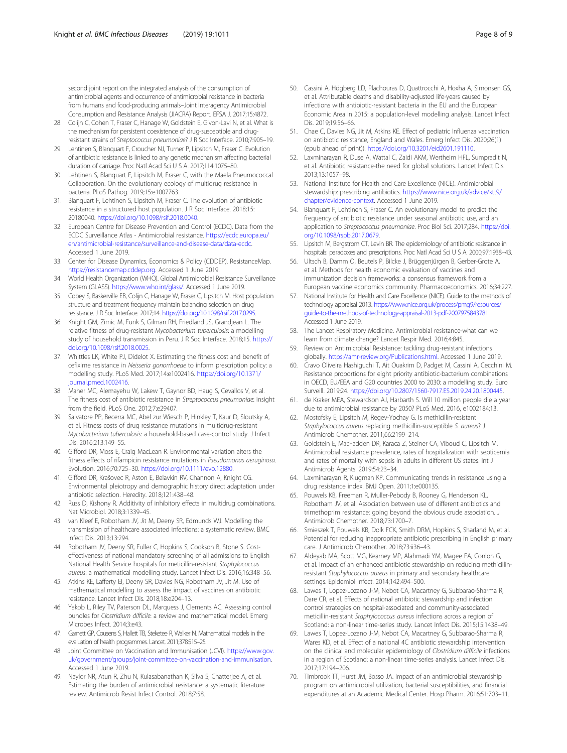second joint report on the integrated analysis of the consumption of antimicrobial agents and occurrence of antimicrobial resistance in bacteria from humans and food-producing animals–Joint Interagency Antimicrobial Consumption and Resistance Analysis (JIACRA) Report. EFSA J. 2017;15:4872.

28. Colijn C, Cohen T, Fraser C, Hanage W, Goldstein E, Givon-Lavi N, et al. What is the mechanism for persistent coexistence of drug-susceptible and drug-resistant strains of *Streptococcus pneumoniae*? J R Soc Interface. 2010;7:905–19.
29. Lehtinen S, Blanquart F, Croucher NJ, Turner P, Lipsitch M, Fraser C. Evolution of antibiotic resistance is linked to any genetic mechanism affecting bacterial duration of carriage. Proc Natl Acad Sci U S A. 2017;114:1075–80.
30. Lehtinen S, Blanquart F, Lipsitch M, Fraser C, with the Maela Pneumococcal Collaboration. On the evolutionary ecology of multidrug resistance in bacteria. PLoS Pathog. 2019;15:e1007763.
31. Blanquart F, Lehtinen S, Lipsitch M, Fraser C. The evolution of antibiotic resistance in a structured host population. J R Soc Interface. 2018;15: 20180040. https://doi.org/10.1098/rsif.2018.0040.
32. European Centre for Disease Prevention and Control (ECDC). Data from the ECDC Surveillance Atlas - Antimicrobial resistance. https://ecdc.europa.eu/en/antimicrobial-resistance/surveillance-and-disease-data/data-ecdc. Accessed 1 June 2019.
33. Center for Disease Dynamics, Economics & Policy (CDDEP). ResistanceMap. https://resistancemap.cddep.org. Accessed 1 June 2019.
34. World Health Organization (WHO). Global Antimicrobial Resistance Surveillance System (GLASS). https://www.who.int/glass/. Accessed 1 June 2019.
35. Cobey S, Baskerville EB, Colijn C, Hanage W, Fraser C, Lipsitch M. Host population structure and treatment frequency maintain balancing selection on drug resistance. J R Soc Interface. 2017;14. https://doi.org/10.1098/rsif.2017.0295.
36. Knight GM, Zimic M, Funk S, Gilman RH, Friedland JS, Grandjean L. The relative fitness of drug-resistant *Mycobacterium tuberculosis*: a modelling study of household transmission in Peru. J R Soc Interface. 2018;15. https://doi.org/10.1098/rsif.2018.0025.
37. Whittles LK, White PJ, Didelot X. Estimating the fitness cost and benefit of cefixime resistance in *Neisseria gonorrhoeae* to inform prescription policy: a modelling study. PLoS Med. 2017;14:e1002416. https://doi.org/10.1371/journal.pmed.1002416.
38. Maher MC, Alemayehu W, Lakew T, Gaynor BD, Haug S, Cevallos V, et al. The fitness cost of antibiotic resistance in *Streptococcus pneumoniae*: insight from the field. PLoS One. 2012;7:e29407.
39. Salvatore PP, Becerra MC, Abel zur Wiesch P, Hinkley T, Kaur D, Sloutsky A, et al. Fitness costs of drug resistance mutations in multidrug-resistant *Mycobacterium tuberculosis*: a household-based case-control study. J Infect Dis. 2016;213:149–55.
40. Gifford DR, Moss E, Craig MacLean R. Environmental variation alters the fitness effects of rifampicin resistance mutations in *Pseudomonas aeruginosa*. Evolution. 2016;70:725–30. https://doi.org/10.1111/evo.12880.
41. Gifford DR, Krašovec R, Aston E, Belavkin RV, Channon A, Knight CG. Environmental pleiotropy and demographic history direct adaptation under antibiotic selection. Heredity. 2018;121:438–48.
42. Russ D, Kishony R. Additivity of inhibitory effects in multidrug combinations. Nat Microbiol. 2018;3:1339–45.
43. van Kleef E, Robotham JV, Jit M, Deeny SR, Edmunds WJ. Modelling the transmission of healthcare associated infections: a systematic review. BMC Infect Dis. 2013;13:294.
44. Robotham JV, Deeny SR, Fuller C, Hopkins S, Cookson B, Stone S. Cost-effectiveness of national mandatory screening of all admissions to English National Health Service hospitals for meticillin-resistant *Staphylococcus aureus*: a mathematical modelling study. Lancet Infect Dis. 2016;16:348–56.
45. Atkins KE, Lafferty EI, Deeny SR, Davies NG, Robotham JV, Jit M. Use of mathematical modelling to assess the impact of vaccines on antibiotic resistance. Lancet Infect Dis. 2018;18:e204–13.
46. Yakob L, Riley TV, Paterson DL, Marquess J, Clements AC. Assessing control bundles for *Clostridium difficile*: a review and mathematical model. Emerg Microbes Infect. 2014;3:e43.
47. Garnett GP, Cousens S, Hallett TB, Steketee R, Walker N. Mathematical models in the evaluation of health programmes. Lancet. 2011;378:515–25.
48. Joint Committee on Vaccination and Immunisation (JCVI). https://www.gov.uk/government/groups/joint-committee-on-vaccination-and-immunisation. Accessed 1 June 2019.
49. Naylor NR, Atun R, Zhu N, Kulasabanathan K, Silva S, Chatterjee A, et al. Estimating the burden of antimicrobial resistance: a systematic literature review. Antimicrob Resist Infect Control. 2018;7:58.
50. Cassini A, Högberg LD, Plachouras D, Quattrocchi A, Hoxha A, Simonsen GS, et al. Attributable deaths and disability-adjusted life-years caused by infections with antibiotic-resistant bacteria in the EU and the European Economic Area in 2015: a population-level modelling analysis. Lancet Infect Dis. 2019;19:56–66.
51. Chae C, Davies NG, Jit M, Atkins KE. Effect of pediatric Influenza vaccination on antibiotic resistance, England and Wales. Emerg Infect Dis. 2020;26(1) (epub ahead of print)). https://doi.org/10.3201/eid2601.191110.
52. Laxminarayan R, Duse A, Wattal C, Zaidi AKM, Wertheim HFL, Sumpradit N, et al. Antibiotic resistance-the need for global solutions. Lancet Infect Dis. 2013;13:1057–98.
53. National Institute for Health and Care Excellence (NICE). Antimicrobial stewardship: prescribing antibiotics. https://www.nice.org.uk/advice/ktt9/chapter/evidence-context. Accessed 1 June 2019.
54. Blanquart F, Lehtinen S, Fraser C. An evolutionary model to predict the frequency of antibiotic resistance under seasonal antibiotic use, and an application to *Streptococcus pneumoniae*. Proc Biol Sci. 2017;284. https://doi.org/10.1098/rspb.2017.0679.
55. Lipsitch M, Bergstrom CT, Levin BR. The epidemiology of antibiotic resistance in hospitals: paradoxes and prescriptions. Proc Natl Acad Sci U S A. 2000;97:1938–43.
56. Ultsch B, Damm O, Beutels P, Bilcke J, Brüggenjürgen B, Gerber-Grote A, et al. Methods for health economic evaluation of vaccines and immunization decision frameworks: a consensus framework from a European vaccine economics community. Pharmacoeconomics. 2016;34:227.
57. National Institute for Health and Care Excellence (NICE). Guide to the methods of technology appraisal 2013. https://www.nice.org.uk/process/pmg9/resources/guide-to-the-methods-of-technology-appraisal-2013-pdf-2007975843781. Accessed 1 June 2019.
58. The Lancet Respiratory Medicine. Antimicrobial resistance-what can we learn from climate change? Lancet Respir Med. 2016;4:845.
59. Review on Antimicrobial Resistance: tackling drug-resistant infections globally. https://amr-review.org/Publications.html. Accessed 1 June 2019.
60. Cravo Oliveira Hashiguchi T, Ait Ouakrim D, Padget M, Cassini A, Cecchini M. Resistance proportions for eight priority antibiotic-bacterium combinations in OECD, EU/EEA and G20 countries 2000 to 2030: a modelling study. Euro Surveill. 2019;24. https://doi.org/10.2807/1560-7917.ES.2019.24.20.1800445.
61. de Kraker MEA, Stewardson AJ, Harbarth S. Will 10 million people die a year due to antimicrobial resistance by 2050? PLoS Med. 2016, e1002184;13.
62. Mostofsky E, Lipsitch M, Regev-Yochay G. Is methicillin-resistant *Staphylococcus aureus* replacing methicillin-susceptible *S. aureus*? J Antimicrob Chemother. 2011;66:2199–214.
63. Goldstein E, MacFadden DR, Karaca Z, Steiner CA, Viboud C, Lipsitch M. Antimicrobial resistance prevalence, rates of hospitalization with septicemia and rates of mortality with sepsis in adults in different US states. Int J Antimicrob Agents. 2019;54:23–34.
64. Laxminarayan R, Klugman KP. Communicating trends in resistance using a drug resistance index. BMJ Open. 2011;1:e000135.
65. Pouwels KB, Freeman R, Muller-Pebody B, Rooney G, Henderson KL, Robotham JV, et al. Association between use of different antibiotics and trimethoprim resistance: going beyond the obvious crude association. J Antimicrob Chemother. 2018;73:1700–7.
66. Smieszek T, Pouwels KB, Dolk FCK, Smith DRM, Hopkins S, Sharland M, et al. Potential for reducing inappropriate antibiotic prescribing in English primary care. J Antimicrob Chemother. 2018;73:ii36–43.
67. Aldeyab MA, Scott MG, Kearney MP, Alahmadi YM, Magee FA, Conlon G, et al. Impact of an enhanced antibiotic stewardship on reducing methicillin-resistant *Staphylococcus aureus* in primary and secondary healthcare settings. Epidemiol Infect. 2014;142:494–500.
68. Lawes T, Lopez-Lozano J-M, Nebot CA, Macartney G, Subbarao-Sharma R, Dare CR, et al. Effects of national antibiotic stewardship and infection control strategies on hospital-associated and community-associated meticillin-resistant *Staphylococcus aureus* infections across a region of Scotland: a non-linear time-series study. Lancet Infect Dis. 2015;15:1438–49.
69. Lawes T, Lopez-Lozano J-M, Nebot CA, Macartney G, Subbarao-Sharma R, Wares KD, et al. Effect of a national 4C antibiotic stewardship intervention on the clinical and molecular epidemiology of *Clostridium difficile* infections in a region of Scotland: a non-linear time-series analysis. Lancet Infect Dis. 2017;17:194–206.
70. Timbrook TT, Hurst JM, Bosso JA. Impact of an antimicrobial stewardship program on antimicrobial utilization, bacterial susceptibilities, and financial expenditures at an Academic Medical Center. Hosp Pharm. 2016;51:703–11.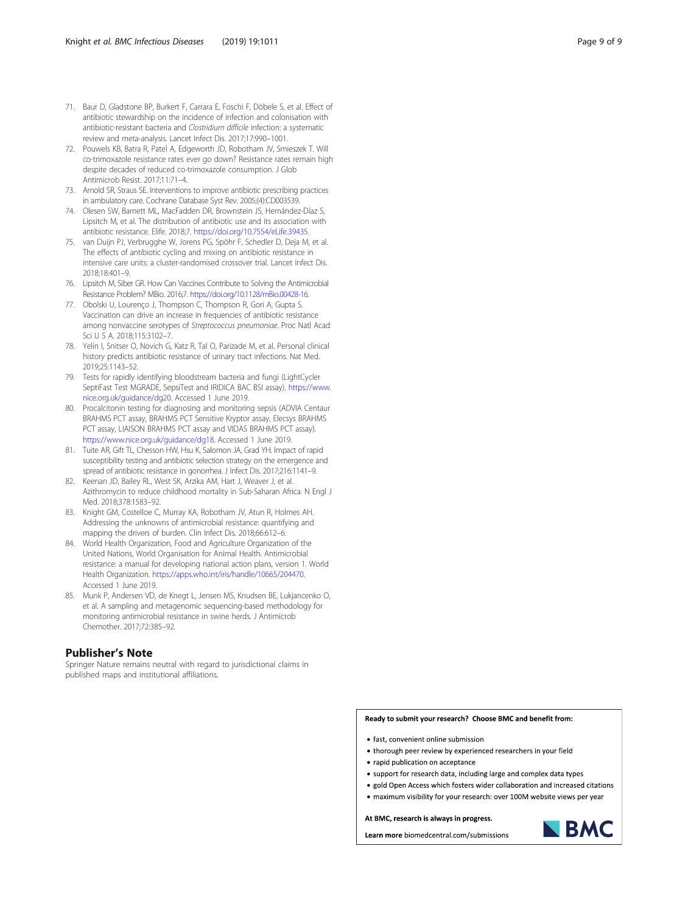71. Baur D, Gladstone BP, Burkert F, Carrara E, Foschi F, Döbele S, et al. Effect of antibiotic stewardship on the incidence of infection and colonisation with antibiotic-resistant bacteria and *Clostridium difficile* infection: a systematic review and meta-analysis. Lancet Infect Dis. 2017;17:990–1001.
72. Pouwels KB, Batra R, Patel A, Edgeworth JD, Robotham JV, Smieszek T. Will co-trimoxazole resistance rates ever go down? Resistance rates remain high despite decades of reduced co-trimoxazole consumption. J Glob Antimicrob Resist. 2017;11:71–4.
73. Arnold SR, Straus SE. Interventions to improve antibiotic prescribing practices in ambulatory care. Cochrane Database Syst Rev. 2005;(4):CD003539.
74. Olesen SW, Barnett ML, MacFadden DR, Brownstein JS, Hernández-Díaz S, Lipsitch M, et al. The distribution of antibiotic use and its association with antibiotic resistance. Elife. 2018;7. https://doi.org/10.7554/eLife.39435.
75. van Duijn PJ, Verbrugghe W, Jorens PG, Spöhr F, Schedler D, Deja M, et al. The effects of antibiotic cycling and mixing on antibiotic resistance in intensive care units: a cluster-randomised crossover trial. Lancet Infect Dis. 2018;18:401–9.
76. Lipsitch M, Siber GR. How Can Vaccines Contribute to Solving the Antimicrobial Resistance Problem? MBio. 2016;7. https://doi.org/10.1128/mBio.00428-16.
77. Obolski U, Lourenço J, Thompson C, Thompson R, Gori A, Gupta S. Vaccination can drive an increase in frequencies of antibiotic resistance among nonvaccine serotypes of *Streptococcus pneumoniae*. Proc Natl Acad Sci U S A. 2018;115:3102–7.
78. Yelin I, Snitser O, Novich G, Katz R, Tal O, Parizade M, et al. Personal clinical history predicts antibiotic resistance of urinary tract infections. Nat Med. 2019;25:1143–52.
79. Tests for rapidly identifying bloodstream bacteria and fungi (LightCycler SeptiFast Test MGRADE, SepsiTest and IRIDICA BAC BSI assay). https://www.nice.org.uk/guidance/dg20. Accessed 1 June 2019.
80. Procalcitonin testing for diagnosing and monitoring sepsis (ADVIA Centaur BRAHMS PCT assay, BRAHMS PCT Sensitive Kryptor assay, Elecsys BRAHMS PCT assay, LIAISON BRAHMS PCT assay and VIDAS BRAHMS PCT assay). https://www.nice.org.uk/guidance/dg18. Accessed 1 June 2019.
81. Tuite AR, Gift TL, Chesson HW, Hsu K, Salomon JA, Grad YH. Impact of rapid susceptibility testing and antibiotic selection strategy on the emergence and spread of antibiotic resistance in gonorrhea. J Infect Dis. 2017;216:1141–9.
82. Keenan JD, Bailey RL, West SK, Arzika AM, Hart J, Weaver J, et al. Azithromycin to reduce childhood mortality in Sub-Saharan Africa. N Engl J Med. 2018;378:1583–92.
83. Knight GM, Costelloe C, Murray KA, Robotham JV, Atun R, Holmes AH. Addressing the unknowns of antimicrobial resistance: quantifying and mapping the drivers of burden. Clin Infect Dis. 2018;66:612–6.
84. World Health Organization, Food and Agriculture Organization of the United Nations, World Organisation for Animal Health. Antimicrobial resistance: a manual for developing national action plans, version 1. World Health Organization. https://apps.who.int/iris/handle/10665/204470. Accessed 1 June 2019.
85. Munk P, Andersen VD, de Knegt L, Jensen MS, Knudsen BE, Lukjancenko O, et al. A sampling and metagenomic sequencing-based methodology for monitoring antimicrobial resistance in swine herds. J Antimicrob Chemother. 2017;72:385–92.

## Publisher's Note

Springer Nature remains neutral with regard to jurisdictional claims in published maps and institutional affiliations.

**Ready to submit your research? Choose BMC and benefit from:**

- fast, convenient online submission
- thorough peer review by experienced researchers in your field
- rapid publication on acceptance
- support for research data, including large and complex data types
- gold Open Access which fosters wider collaboration and increased citations
- maximum visibility for your research: over 100M website views per year

**At BMC, research is always in progress.**

**Learn more** biomedcentral.com/submissions

BMC